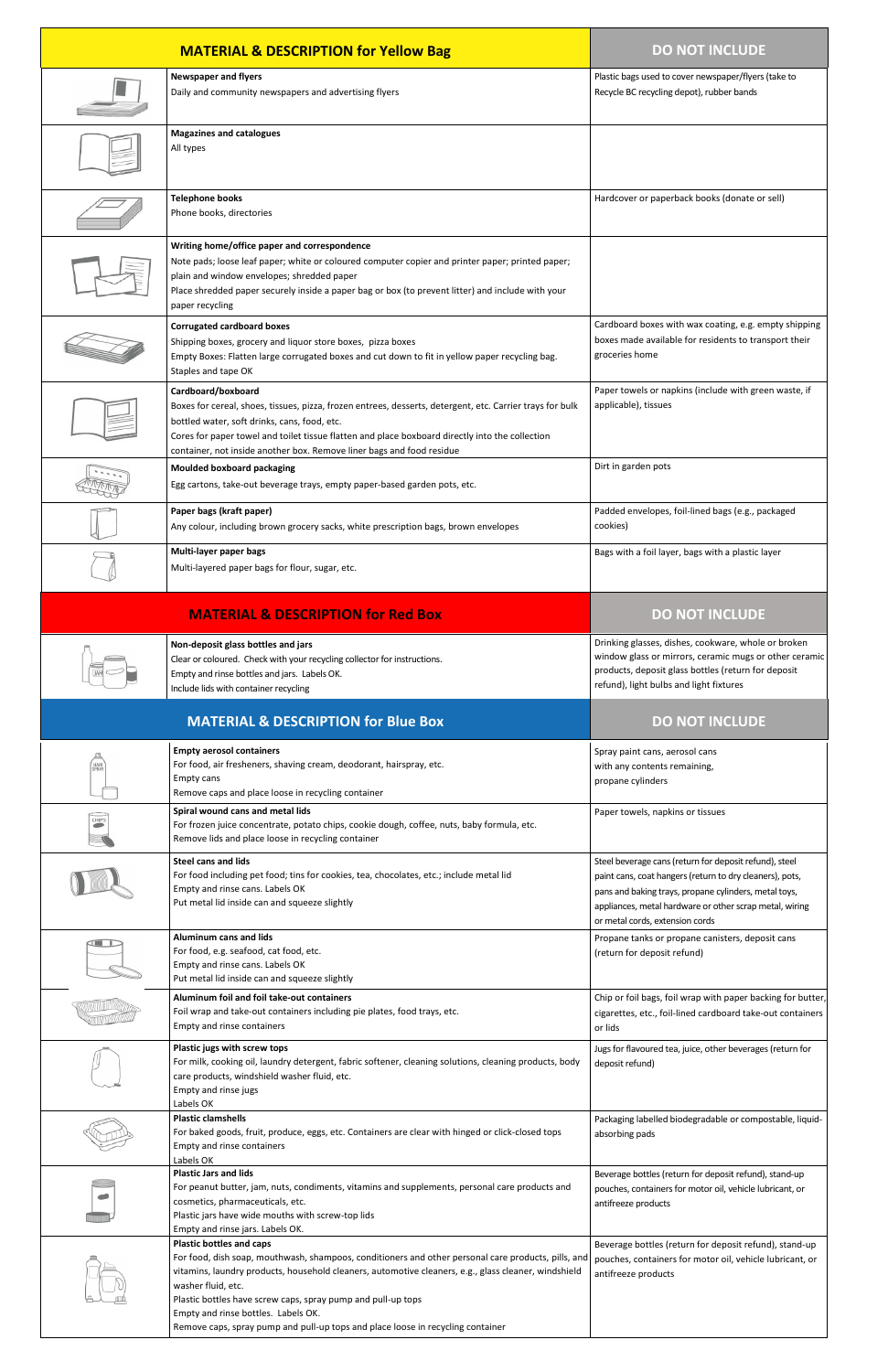| | MATERIAL & DESCRIPTION for Yellow Bag | DO NOT INCLUDE |
|---|---|---|
| | **Newspaper and flyers**<br>Daily and community newspapers and advertising flyers | Plastic bags used to cover newspaper/flyers (take to Recycle BC recycling depot), rubber bands |
| | **Magazines and catalogues**<br>All types | |
| | **Telephone books**<br>Phone books, directories | Hardcover or paperback books (donate or sell) |
| | **Writing home/office paper and correspondence**<br>Note pads; loose leaf paper; white or coloured computer copier and printer paper; printed paper; plain and window envelopes; shredded paper<br>Place shredded paper securely inside a paper bag or box (to prevent litter) and include with your paper recycling | |
| | **Corrugated cardboard boxes**<br>Shipping boxes, grocery and liquor store boxes, pizza boxes<br>Empty Boxes: Flatten large corrugated boxes and cut down to fit in yellow paper recycling bag.<br>Staples and tape OK | Cardboard boxes with wax coating, e.g. empty shipping boxes made available for residents to transport their groceries home |
| | **Cardboard/boxboard**<br>Boxes for cereal, shoes, tissues, pizza, frozen entrees, desserts, detergent, etc. Carrier trays for bulk bottled water, soft drinks, cans, food, etc.<br>Cores for paper towel and toilet tissue flatten and place boxboard directly into the collection container, not inside another box. Remove liner bags and food residue | Paper towels or napkins (include with green waste, if applicable), tissues |
| | **Moulded boxboard packaging**<br>Egg cartons, take-out beverage trays, empty paper-based garden pots, etc. | Dirt in garden pots |
| | **Paper bags (kraft paper)**<br>Any colour, including brown grocery sacks, white prescription bags, brown envelopes | Padded envelopes, foil-lined bags (e.g., packaged cookies) |
| | **Multi-layer paper bags**<br>Multi-layered paper bags for flour, sugar, etc. | Bags with a foil layer, bags with a plastic layer |

| | MATERIAL & DESCRIPTION for Red Box | DO NOT INCLUDE |
|---|---|---|
| | **Non-deposit glass bottles and jars**<br>Clear or coloured. Check with your recycling collector for instructions.<br>Empty and rinse bottles and jars. Labels OK.<br>Include lids with container recycling | Drinking glasses, dishes, cookware, whole or broken window glass or mirrors, ceramic mugs or other ceramic products, deposit glass bottles (return for deposit refund), light bulbs and light fixtures |

| | MATERIAL & DESCRIPTION for Blue Box | DO NOT INCLUDE |
|---|---|---|
| | **Empty aerosol containers**<br>For food, air fresheners, shaving cream, deodorant, hairspray, etc.<br>Empty cans<br>Remove caps and place loose in recycling container | Spray paint cans, aerosol cans with any contents remaining, propane cylinders |
| | **Spiral wound cans and metal lids**<br>For frozen juice concentrate, potato chips, cookie dough, coffee, nuts, baby formula, etc.<br>Remove lids and place loose in recycling container | Paper towels, napkins or tissues |
| | **Steel cans and lids**<br>For food including pet food; tins for cookies, tea, chocolates, etc.; include metal lid<br>Empty and rinse cans. Labels OK<br>Put metal lid inside can and squeeze slightly | Steel beverage cans (return for deposit refund), steel paint cans, coat hangers (return to dry cleaners), pots, pans and baking trays, propane cylinders, metal toys, appliances, metal hardware or other scrap metal, wiring or metal cords, extension cords |
| | **Aluminum cans and lids**<br>For food, e.g. seafood, cat food, etc.<br>Empty and rinse cans. Labels OK<br>Put metal lid inside can and squeeze slightly | Propane tanks or propane canisters, deposit cans (return for deposit refund) |
| | **Aluminum foil and foil take-out containers**<br>Foil wrap and take-out containers including pie plates, food trays, etc.<br>Empty and rinse containers | Chip or foil bags, foil wrap with paper backing for butter, cigarettes, etc., foil-lined cardboard take-out containers or lids |
| | **Plastic jugs with screw tops**<br>For milk, cooking oil, laundry detergent, fabric softener, cleaning solutions, cleaning products, body care products, windshield washer fluid, etc.<br>Empty and rinse jugs<br>Labels OK | Jugs for flavoured tea, juice, other beverages (return for deposit refund) |
| | **Plastic clamshells**<br>For baked goods, fruit, produce, eggs, etc. Containers are clear with hinged or click-closed tops<br>Empty and rinse containers<br>Labels OK | Packaging labelled biodegradable or compostable, liquid-absorbing pads |
| | **Plastic Jars and lids**<br>For peanut butter, jam, nuts, condiments, vitamins and supplements, personal care products and cosmetics, pharmaceuticals, etc.<br>Plastic jars have wide mouths with screw-top lids<br>Empty and rinse jars. Labels OK. | Beverage bottles (return for deposit refund), stand-up pouches, containers for motor oil, vehicle lubricant, or antifreeze products |
| | **Plastic bottles and caps**<br>For food, dish soap, mouthwash, shampoos, conditioners and other personal care products, pills, and vitamins, laundry products, household cleaners, automotive cleaners, e.g., glass cleaner, windshield washer fluid, etc.<br>Plastic bottles have screw caps, spray pump and pull-up tops<br>Empty and rinse bottles. Labels OK.<br>Remove caps, spray pump and pull-up tops and place loose in recycling container | Beverage bottles (return for deposit refund), stand-up pouches, containers for motor oil, vehicle lubricant, or antifreeze products |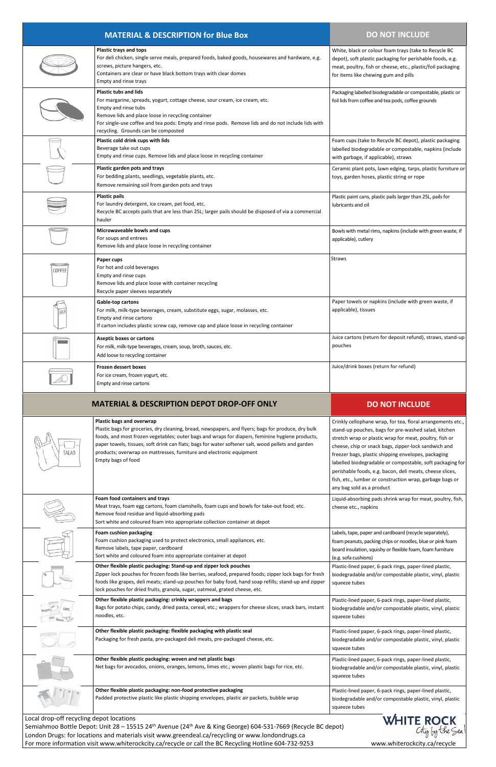| MATERIAL & DESCRIPTION for Blue Box | DO NOT INCLUDE |
|---|---|
| **Plastic trays and tops**<br>For deli chicken, single serve meals, prepared foods, baked goods, housewares and hardware, e.g. screws, picture hangers, etc.<br>Containers are clear or have black bottom trays with clear domes<br>Empty and rinse trays | White, black or colour foam trays (take to Recycle BC depot), soft plastic packaging for perishable foods, e.g. meat, poultry, fish or cheese, etc., plastic/foil packaging for items like chewing gum and pills |
| **Plastic tubs and lids**<br>For margarine, spreads, yogurt, cottage cheese, sour cream, ice cream, etc.<br>Empty and rinse tubs<br>Remove lids and place loose in recycling container<br>For single-use coffee and tea pods: Empty and rinse pods. Remove lids and do not include lids with recycling. Grounds can be composted | Packaging labelled biodegradable or compostable, plastic or foil lids from coffee and tea pods, coffee grounds |
| **Plastic cold drink cups with lids**<br>Beverage take out cups<br>Empty and rinse cups. Remove lids and place loose in recycling container | Foam cups (take to Recycle BC depot), plastic packaging labelled biodegradable or compostable, napkins (include with garbage, if applicable), straws |
| **Plastic garden pots and trays**<br>For bedding plants, seedlings, vegetable plants, etc.<br>Remove remaining soil from garden pots and trays | Ceramic plant pots, lawn edging, tarps, plastic furniture or toys, garden hoses, plastic string or rope |
| **Plastic pails**<br>For laundry detergent, ice cream, pet food, etc.<br>Recycle BC accepts pails that are less than 25L; larger pails should be disposed of via a commercial hauler | Plastic paint cans, plastic pails larger than 25L, pails for lubricants and oil |
| **Microwaveable bowls and cups**<br>For soups and entrees<br>Remove lids and place loose in recycling container | Bowls with metal rims, napkins (include with green waste, if applicable), cutlery |
| **Paper cups**<br>For hot and cold beverages<br>Empty and rinse cups<br>Remove lids and place loose with container recycling<br>Recycle paper sleeves separately | Straws |
| **Gable-top cartons**<br>For milk, milk-type beverages, cream, substitute eggs, sugar, molasses, etc.<br>Empty and rinse cartons<br>If carton includes plastic screw cap, remove cap and place loose in recycling container | Paper towels or napkins (include with green waste, if applicable), tissues |
| **Aseptic boxes or cartons**<br>For milk, milk-type beverages, cream, soup, broth, sauces, etc.<br>Add loose to recycling container | Juice cartons (return for deposit refund), straws, stand-up pouches |
| **Frozen dessert boxes**<br>For ice cream, frozen yogurt, etc.<br>Empty and rinse cartons | Juice/drink boxes (return for refund) |

| MATERIAL & DESCRIPTION DEPOT DROP-OFF ONLY | DO NOT INCLUDE |
|---|---|
| **Plastic bags and overwrap**<br>Plastic bags for groceries, dry cleaning, bread, newspapers, and flyers; bags for produce, dry bulk foods, and most frozen vegetables; outer bags and wraps for diapers, feminine hygiene products, paper towels, tissues, soft drink can flats; bags for water softener salt, wood pellets and garden products; overwrap on mattresses, furniture and electronic equipment<br>Empty bags of food | Crinkly cellophane wrap, for tea, floral arrangements etc., stand-up pouches, bags for pre-washed salad, kitchen stretch wrap or plastic wrap for meat, poultry, fish or cheese, chip or snack bags, zipper-lock sandwich and freezer bags, plastic shipping envelopes, packaging labelled biodegradable or compostable, soft packaging for perishable foods, e.g. bacon, deli meats, cheese slices, fish, etc., lumber or construction wrap, garbage bags or any bag sold as a product |
| **Foam food containers and trays**<br>Meat trays, foam egg cartons, foam clamshells, foam cups and bowls for take-out food; etc.<br>Remove food residue and liquid-absorbing pads<br>Sort white and coloured foam into appropriate collection container at depot | Liquid-absorbing pads shrink wrap for meat, poultry, fish, cheese etc., napkins |
| **Foam cushion packaging**<br>Foam cushion packaging used to protect electronics, small appliances, etc.<br>Remove labels, tape paper, cardboard<br>Sort white and coloured foam into appropriate container at depot | Labels, tape, paper and cardboard (recycle separately), foam peanuts, packing chips or noodles, blue or pink foam board insulation, squishy or flexible foam, foam furniture (e.g. sofa cushions) |
| **Other flexible plastic packaging: Stand-up and zipper lock pouches**<br>Zipper lock pouches for frozen foods like berries, seafood, prepared foods; zipper lock bags for fresh foods like grapes, deli meats; stand-up pouches for baby food, hand soap refills; stand-up and zipper lock pouches for dried fruits, granola, sugar, oatmeal, grated cheese, etc. | Plastic-lined paper, 6-pack rings, paper-lined plastic, biodegradable and/or compostable plastic, vinyl, plastic squeeze tubes |
| **Other flexible plastic packaging: crinkly wrappers and bags**<br>Bags for potato chips, candy, dried pasta, cereal, etc.; wrappers for cheese slices, snack bars, instant noodles, etc. | Plastic-lined paper, 6-pack rings, paper-lined plastic, biodegradable and/or compostable plastic, vinyl, plastic squeeze tubes |
| **Other flexible plastic packaging: flexible packaging with plastic seal**<br>Packaging for fresh pasta, pre-packaged deli meats, pre-packaged cheese, etc. | Plastic-lined paper, 6-pack rings, paper-lined plastic, biodegradable and/or compostable plastic, vinyl, plastic squeeze tubes |
| **Other flexible plastic packaging: woven and net plastic bags**<br>Net bags for avocados, onions, oranges, lemons, limes etc.; woven plastic bags for rice, etc. | Plastic-lined paper, 6-pack rings, paper-lined plastic, biodegradable and/or compostable plastic, vinyl, plastic squeeze tubes |
| **Other flexible plastic packaging: non-food protective packaging**<br>Padded protective plastic like plastic shipping envelopes, plastic air packets, bubble wrap | Plastic-lined paper, 6-pack rings, paper-lined plastic, biodegradable and/or compostable plastic, vinyl, plastic squeeze tubes |

Local drop-off recycling depot locations

Semiahmoo Bottle Depot: Unit 28 – 15515 24th Avenue (24th Ave & King George) 604-531-7669 (Recycle BC depot)

London Drugs: for locations and materials visit www.greendeal.ca/recycling or www.londondrugs.ca

For more information visit www.whiterockcity.ca/recycle or call the BC Recycling Hotline 604-732-9253

WHITE ROCK
City by the Sea!
www.whiterockcity.ca/recycle